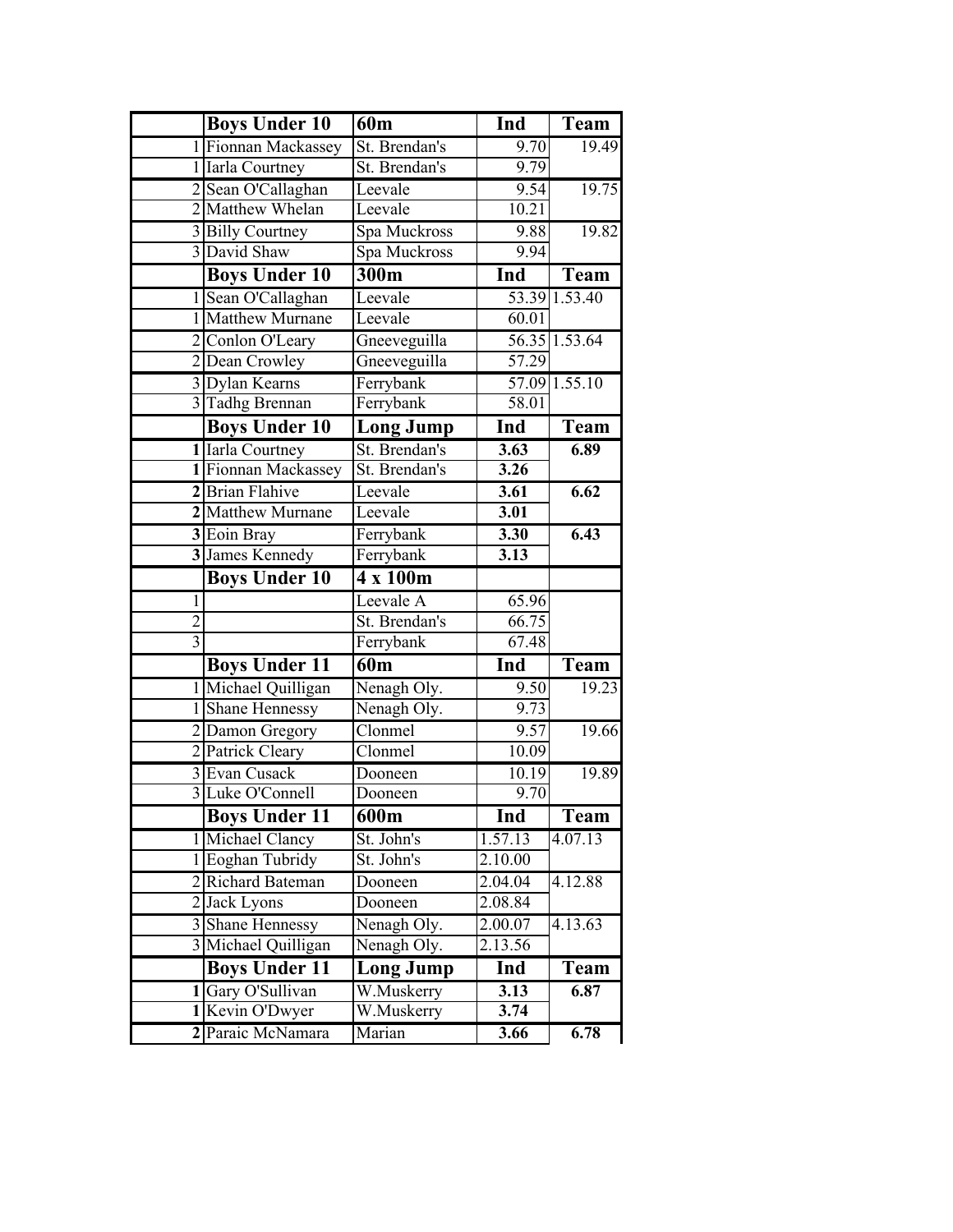| | Boys Under 10 | 60m | Ind | Team |
|---|---|---|---|---|
| 1 | Fionnan Mackassey | St. Brendan's | 9.70 | 19.49 |
| 1 | Iarla Courtney | St. Brendan's | 9.79 | |
| 2 | Sean O'Callaghan | Leevale | 9.54 | 19.75 |
| 2 | Matthew Whelan | Leevale | 10.21 | |
| 3 | Billy Courtney | Spa Muckross | 9.88 | 19.82 |
| 3 | David Shaw | Spa Muckross | 9.94 | |
| | **Boys Under 10** | **300m** | **Ind** | **Team** |
| 1 | Sean O'Callaghan | Leevale | 53.39 | 1.53.40 |
| 1 | Matthew Murnane | Leevale | 60.01 | |
| 2 | Conlon O'Leary | Gneeveguilla | 56.35 | 1.53.64 |
| 2 | Dean Crowley | Gneeveguilla | 57.29 | |
| 3 | Dylan Kearns | Ferrybank | 57.09 | 1.55.10 |
| 3 | Tadhg Brennan | Ferrybank | 58.01 | |
| | **Boys Under 10** | **Long Jump** | **Ind** | **Team** |
| **1** | Iarla Courtney | St. Brendan's | **3.63** | **6.89** |
| **1** | Fionnan Mackassey | St. Brendan's | **3.26** | |
| **2** | Brian Flahive | Leevale | **3.61** | **6.62** |
| **2** | Matthew Murnane | Leevale | **3.01** | |
| **3** | Eoin Bray | Ferrybank | **3.30** | **6.43** |
| **3** | James Kennedy | Ferrybank | **3.13** | |
| | **Boys Under 10** | **4 x 100m** | | |
| 1 | | Leevale A | 65.96 | |
| 2 | | St. Brendan's | 66.75 | |
| 3 | | Ferrybank | 67.48 | |
| | **Boys Under 11** | **60m** | **Ind** | **Team** |
| 1 | Michael Quilligan | Nenagh Oly. | 9.50 | 19.23 |
| 1 | Shane Hennessy | Nenagh Oly. | 9.73 | |
| 2 | Damon Gregory | Clonmel | 9.57 | 19.66 |
| 2 | Patrick Cleary | Clonmel | 10.09 | |
| 3 | Evan Cusack | Dooneen | 10.19 | 19.89 |
| 3 | Luke O'Connell | Dooneen | 9.70 | |
| | **Boys Under 11** | **600m** | **Ind** | **Team** |
| 1 | Michael Clancy | St. John's | 1.57.13 | 4.07.13 |
| 1 | Eoghan Tubridy | St. John's | 2.10.00 | |
| 2 | Richard Bateman | Dooneen | 2.04.04 | 4.12.88 |
| 2 | Jack Lyons | Dooneen | 2.08.84 | |
| 3 | Shane Hennessy | Nenagh Oly. | 2.00.07 | 4.13.63 |
| 3 | Michael Quilligan | Nenagh Oly. | 2.13.56 | |
| | **Boys Under 11** | **Long Jump** | **Ind** | **Team** |
| **1** | Gary O'Sullivan | W.Muskerry | **3.13** | **6.87** |
| **1** | Kevin O'Dwyer | W.Muskerry | **3.74** | |
| **2** | Paraic McNamara | Marian | **3.66** | **6.78** |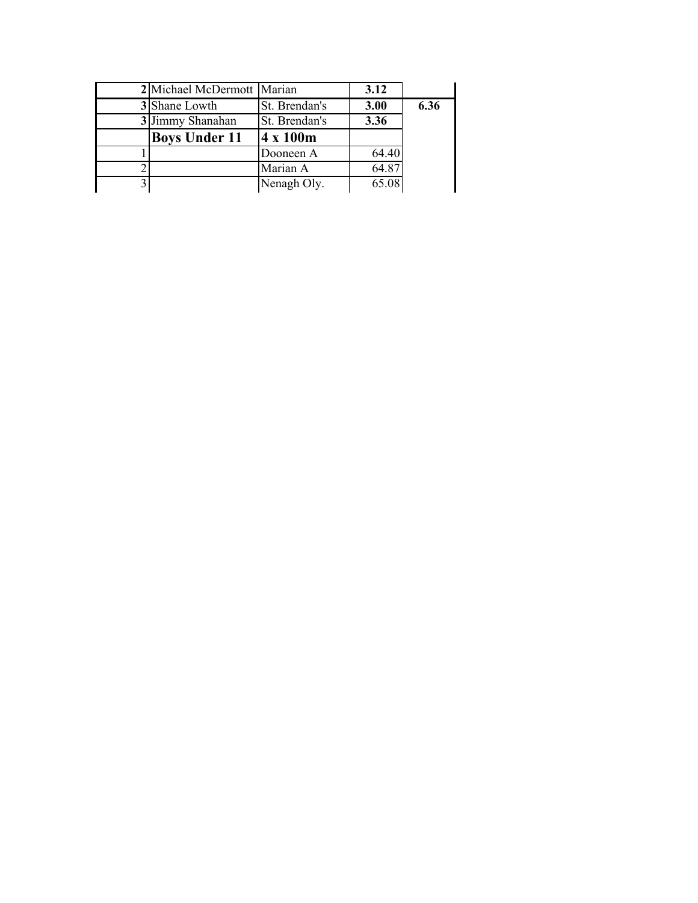| | | | | |
|---|---|---|---|---|
| **2** | Michael McDermott | Marian | **3.12** | |
| **3** | Shane Lowth | St. Brendan's | **3.00** | **6.36** |
| **3** | Jimmy Shanahan | St. Brendan's | **3.36** | |
| | **Boys Under 11** | **4 x 100m** | | |
| 1 | | Dooneen A | 64.40 | |
| 2 | | Marian A | 64.87 | |
| 3 | | Nenagh Oly. | 65.08 | |